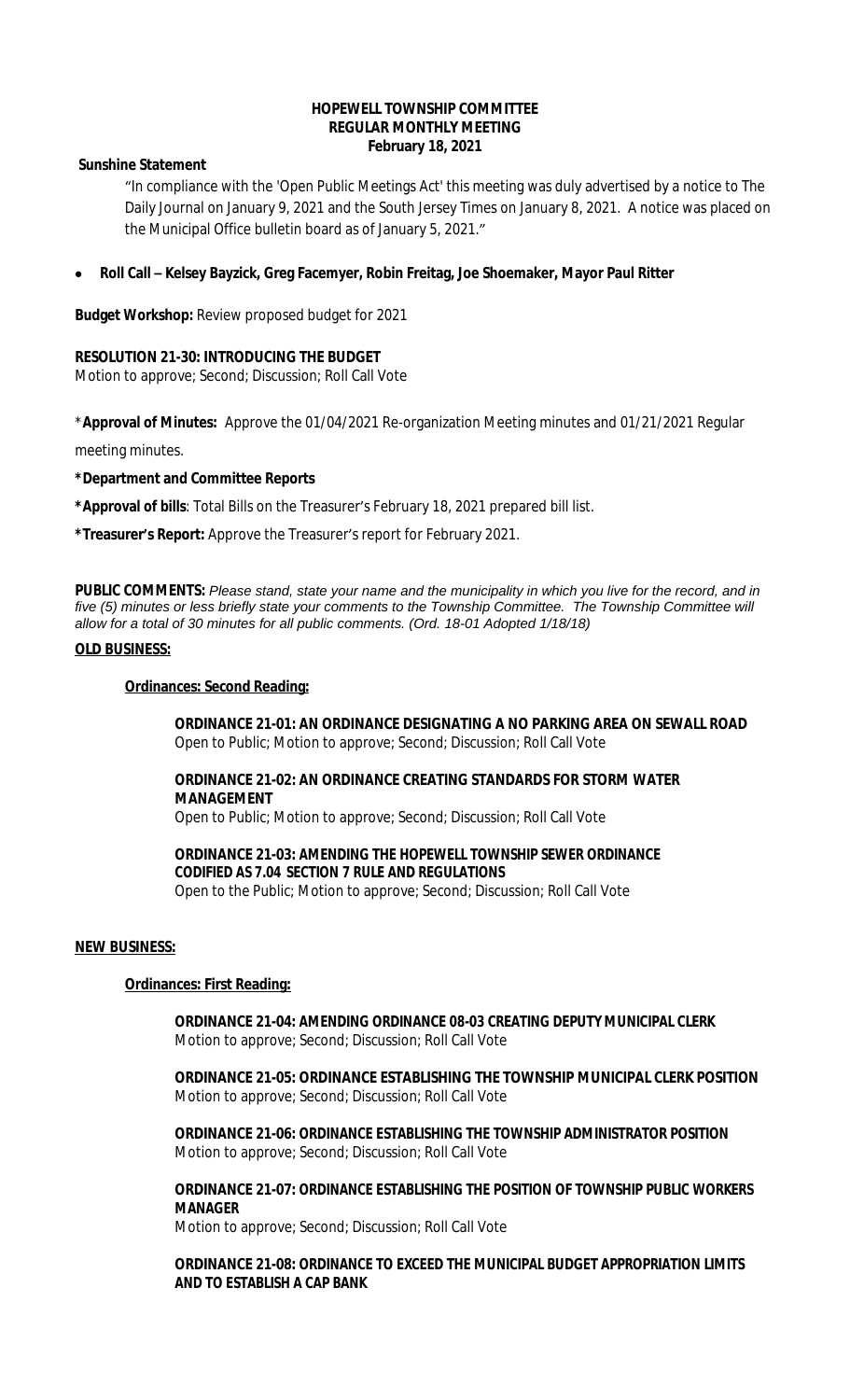**HOPEWELL TOWNSHIP COMMITTEE**
**REGULAR MONTHLY MEETING**
**February 18, 2021**

**Sunshine Statement**

"In compliance with the 'Open Public Meetings Act' this meeting was duly advertised by a notice to The Daily Journal on January 9, 2021 and the South Jersey Times on January 8, 2021. A notice was placed on the Municipal Office bulletin board as of January 5, 2021."

- **Roll Call – Kelsey Bayzick, Greg Facemyer, Robin Freitag, Joe Shoemaker, Mayor Paul Ritter**

**Budget Workshop:** Review proposed budget for 2021

**RESOLUTION 21-30: INTRODUCING THE BUDGET**
Motion to approve; Second; Discussion; Roll Call Vote

***Approval of Minutes:** Approve the 01/04/2021 Re-organization Meeting minutes and 01/21/2021 Regular meeting minutes.

**\*Department and Committee Reports**

**\*Approval of bills**: Total Bills on the Treasurer's February 18, 2021 prepared bill list.

**\*Treasurer's Report:** Approve the Treasurer's report for February 2021.

**PUBLIC COMMENTS:** *Please stand, state your name and the municipality in which you live for the record, and in five (5) minutes or less briefly state your comments to the Township Committee. The Township Committee will allow for a total of 30 minutes for all public comments. (Ord. 18-01 Adopted 1/18/18)*

**OLD BUSINESS:**

**Ordinances: Second Reading:**

**ORDINANCE 21-01: AN ORDINANCE DESIGNATING A NO PARKING AREA ON SEWALL ROAD**
Open to Public; Motion to approve; Second; Discussion; Roll Call Vote

**ORDINANCE 21-02: AN ORDINANCE CREATING STANDARDS FOR STORM WATER MANAGEMENT**
Open to Public; Motion to approve; Second; Discussion; Roll Call Vote

**ORDINANCE 21-03: AMENDING THE HOPEWELL TOWNSHIP SEWER ORDINANCE CODIFIED AS 7.04 SECTION 7 RULE AND REGULATIONS**
Open to the Public; Motion to approve; Second; Discussion; Roll Call Vote

**NEW BUSINESS:**

**Ordinances: First Reading:**

**ORDINANCE 21-04: AMENDING ORDINANCE 08-03 CREATING DEPUTY MUNICIPAL CLERK**
Motion to approve; Second; Discussion; Roll Call Vote

**ORDINANCE 21-05: ORDINANCE ESTABLISHING THE TOWNSHIP MUNICIPAL CLERK POSITION**
Motion to approve; Second; Discussion; Roll Call Vote

**ORDINANCE 21-06: ORDINANCE ESTABLISHING THE TOWNSHIP ADMINISTRATOR POSITION**
Motion to approve; Second; Discussion; Roll Call Vote

**ORDINANCE 21-07: ORDINANCE ESTABLISHING THE POSITION OF TOWNSHIP PUBLIC WORKERS MANAGER**
Motion to approve; Second; Discussion; Roll Call Vote

**ORDINANCE 21-08: ORDINANCE TO EXCEED THE MUNICIPAL BUDGET APPROPRIATION LIMITS AND TO ESTABLISH A CAP BANK**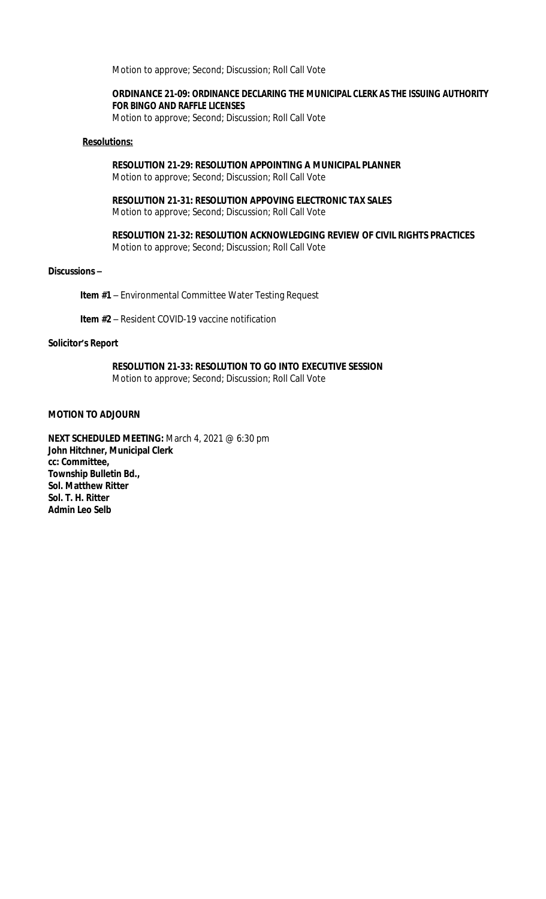Motion to approve; Second; Discussion; Roll Call Vote

**ORDINANCE 21-09: ORDINANCE DECLARING THE MUNICIPAL CLERK AS THE ISSUING AUTHORITY FOR BINGO AND RAFFLE LICENSES**
Motion to approve; Second; Discussion; Roll Call Vote

**Resolutions:**

**RESOLUTION 21-29: RESOLUTION APPOINTING A MUNICIPAL PLANNER**
Motion to approve; Second; Discussion; Roll Call Vote

**RESOLUTION 21-31: RESOLUTION APPOVING ELECTRONIC TAX SALES**
Motion to approve; Second; Discussion; Roll Call Vote

**RESOLUTION 21-32: RESOLUTION ACKNOWLEDGING REVIEW OF CIVIL RIGHTS PRACTICES**
Motion to approve; Second; Discussion; Roll Call Vote

**Discussions –**

**Item #1** – Environmental Committee Water Testing Request

**Item #2** – Resident COVID-19 vaccine notification

**Solicitor's Report**

**RESOLUTION 21-33: RESOLUTION TO GO INTO EXECUTIVE SESSION**
Motion to approve; Second; Discussion; Roll Call Vote

**MOTION TO ADJOURN**

**NEXT SCHEDULED MEETING:** March 4, 2021 @ 6:30 pm
**John Hitchner, Municipal Clerk**
**cc: Committee,**
**Township Bulletin Bd.,**
**Sol. Matthew Ritter**
**Sol. T. H. Ritter**
**Admin Leo Selb**